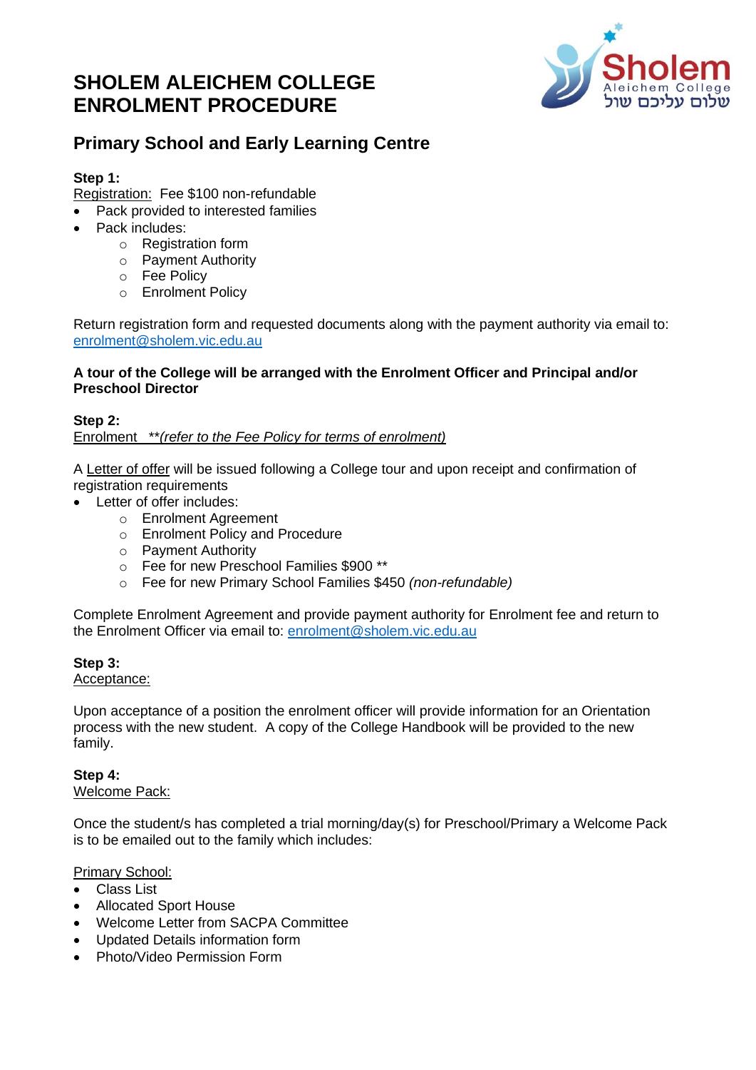# SHOLEM ALEICHEM COLLEGE ENROLMENT PROCEDURE

## Primary School and Early Learning Centre

**Step 1:**

Registration: Fee $100 non-refundable

- Pack provided to interested families
- Pack includes:
    - Registration form
    - Payment Authority
    - Fee Policy
    - Enrolment Policy

Return registration form and requested documents along with the payment authority via email to: enrolment@sholem.vic.edu.au

**A tour of the College will be arranged with the Enrolment Officer and Principal and/or Preschool Director**

**Step 2:**

Enrolment *\*\*(refer to the Fee Policy for terms of enrolment)*

A Letter of offer will be issued following a College tour and upon receipt and confirmation of registration requirements

- Letter of offer includes:
    - Enrolment Agreement
    - Enrolment Policy and Procedure
    - Payment Authority
    - Fee for new Preschool Families $900 \*\*
    - Fee for new Primary School Families $450 *(non-refundable)*

Complete Enrolment Agreement and provide payment authority for Enrolment fee and return to the Enrolment Officer via email to: enrolment@sholem.vic.edu.au

**Step 3:**

Acceptance:

Upon acceptance of a position the enrolment officer will provide information for an Orientation process with the new student. A copy of the College Handbook will be provided to the new family.

**Step 4:**

Welcome Pack:

Once the student/s has completed a trial morning/day(s) for Preschool/Primary a Welcome Pack is to be emailed out to the family which includes:

Primary School:

- Class List
- Allocated Sport House
- Welcome Letter from SACPA Committee
- Updated Details information form
- Photo/Video Permission Form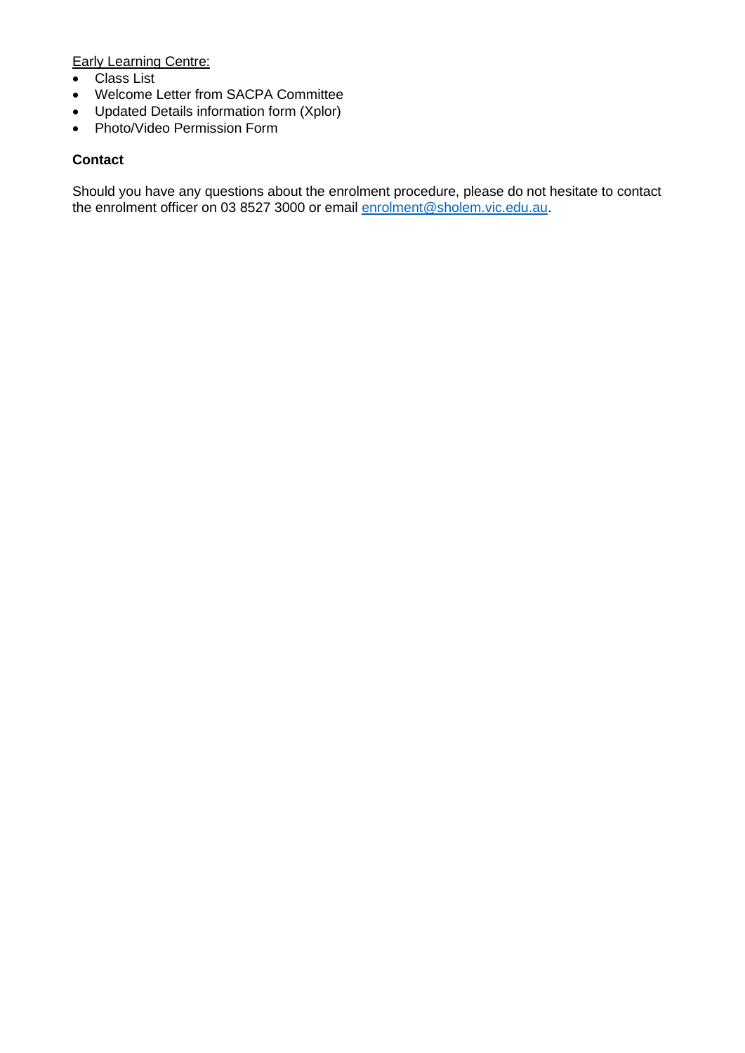Early Learning Centre:

- Class List
- Welcome Letter from SACPA Committee
- Updated Details information form (Xplor)
- Photo/Video Permission Form

**Contact**

Should you have any questions about the enrolment procedure, please do not hesitate to contact the enrolment officer on 03 8527 3000 or email enrolment@sholem.vic.edu.au.